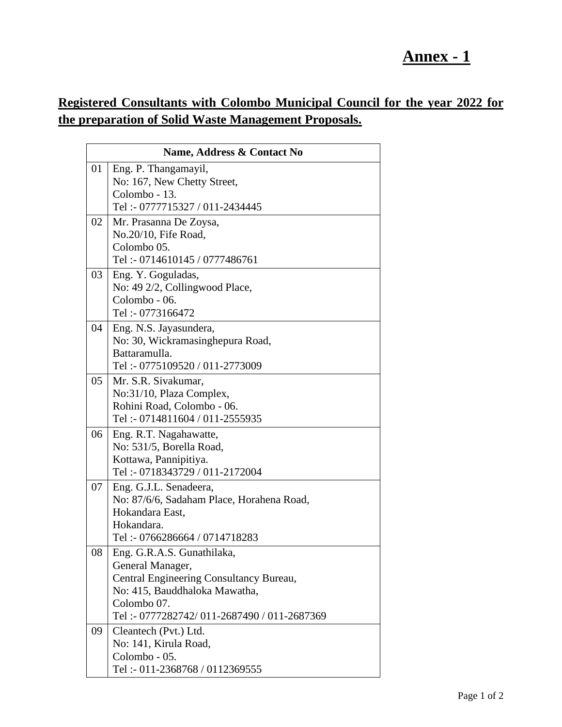# Annex - 1

## Registered Consultants with Colombo Municipal Council for the year 2022 for the preparation of Solid Waste Management Proposals.

| Name, Address & Contact No | |
|---|---|
| 01 | Eng. P. Thangamayil,<br>No: 167, New Chetty Street,<br>Colombo - 13.<br>Tel :- 0777715327 / 011-2434445 |
| 02 | Mr. Prasanna De Zoysa,<br>No.20/10, Fife Road,<br>Colombo 05.<br>Tel :- 0714610145 / 0777486761 |
| 03 | Eng. Y. Goguladas,<br>No: 49 2/2, Collingwood Place,<br>Colombo - 06.<br>Tel :- 0773166472 |
| 04 | Eng. N.S. Jayasundera,<br>No: 30, Wickramasinghepura Road,<br>Battaramulla.<br>Tel :- 0775109520 / 011-2773009 |
| 05 | Mr. S.R. Sivakumar,<br>No:31/10, Plaza Complex,<br>Rohini Road, Colombo - 06.<br>Tel :- 0714811604 / 011-2555935 |
| 06 | Eng. R.T. Nagahawatte,<br>No: 531/5, Borella Road,<br>Kottawa, Pannipitiya.<br>Tel :- 0718343729 / 011-2172004 |
| 07 | Eng. G.J.L. Senadeera,<br>No: 87/6/6, Sadaham Place, Horahena Road,<br>Hokandara East,<br>Hokandara.<br>Tel :- 0766286664 / 0714718283 |
| 08 | Eng. G.R.A.S. Gunathilaka,<br>General Manager,<br>Central Engineering Consultancy Bureau,<br>No: 415, Bauddhaloka Mawatha,<br>Colombo 07.<br>Tel :- 0777282742/ 011-2687490 / 011-2687369 |
| 09 | Cleantech (Pvt.) Ltd.<br>No: 141, Kirula Road,<br>Colombo - 05.<br>Tel :- 011-2368768 / 0112369555 |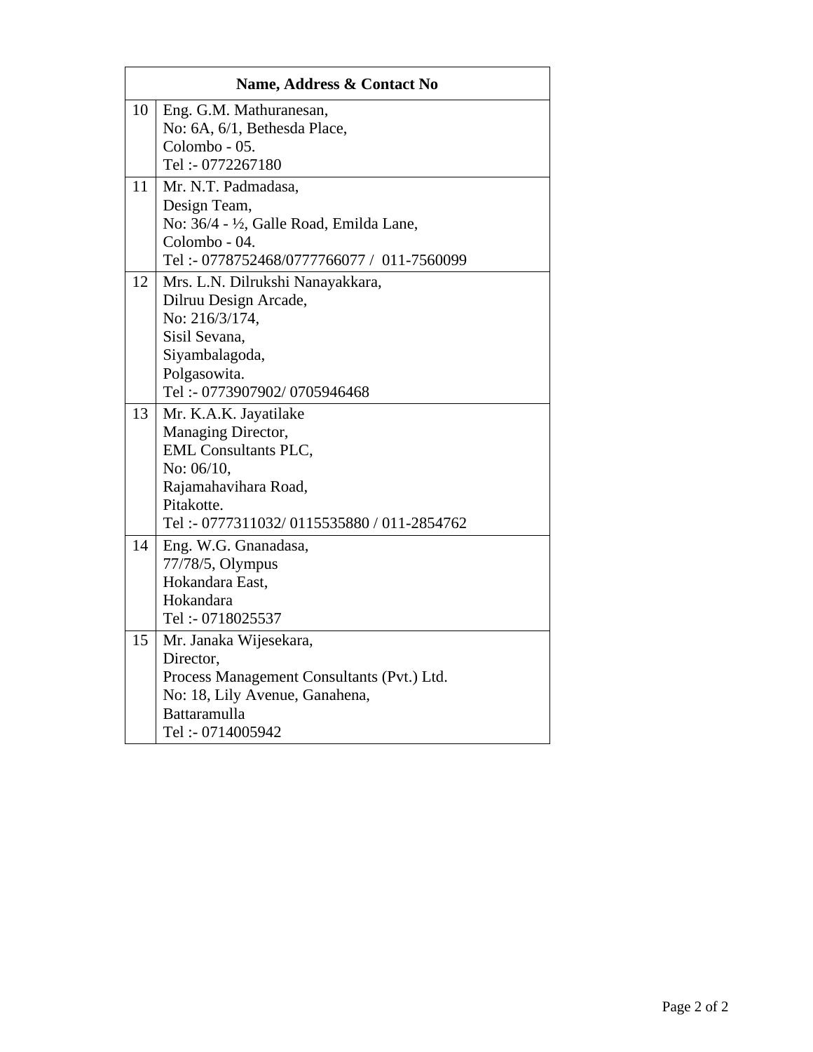| | Name, Address & Contact No |
|---|---|
| 10 | Eng. G.M. Mathuranesan,<br>No: 6A, 6/1, Bethesda Place,<br>Colombo - 05.<br>Tel :- 0772267180 |
| 11 | Mr. N.T. Padmadasa,<br>Design Team,<br>No: 36/4 - ½, Galle Road, Emilda Lane,<br>Colombo - 04.<br>Tel :- 0778752468/0777766077 / 011-7560099 |
| 12 | Mrs. L.N. Dilrukshi Nanayakkara,<br>Dilruu Design Arcade,<br>No: 216/3/174,<br>Sisil Sevana,<br>Siyambalagoda,<br>Polgasowita.<br>Tel :- 0773907902/ 0705946468 |
| 13 | Mr. K.A.K. Jayatilake<br>Managing Director,<br>EML Consultants PLC,<br>No: 06/10,<br>Rajamahavihara Road,<br>Pitakotte.<br>Tel :- 0777311032/ 0115535880 / 011-2854762 |
| 14 | Eng. W.G. Gnanadasa,<br>77/78/5, Olympus<br>Hokandara East,<br>Hokandara<br>Tel :- 0718025537 |
| 15 | Mr. Janaka Wijesekara,<br>Director,<br>Process Management Consultants (Pvt.) Ltd.<br>No: 18, Lily Avenue, Ganahena,<br>Battaramulla<br>Tel :- 0714005942 |